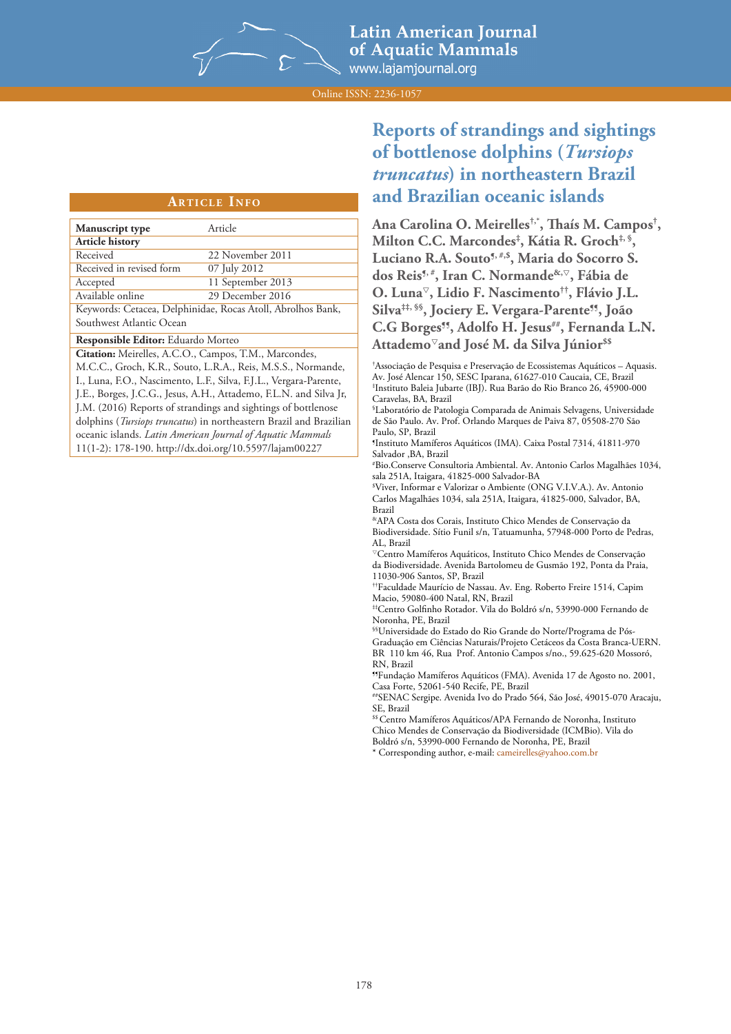Latin American Journal of Aquatic Mammals
www.lajamjournal.org

Online ISSN: 2236-1057

# Reports of strandings and sightings of bottlenose dolphins (*Tursiops truncatus*) in northeastern Brazil and Brazilian oceanic islands

**Ana Carolina O. Meirelles[†,*], Thaís M. Campos[†], Milton C.C. Marcondes[‡], Kátia R. Groch[‡,§], Luciano R.A. Souto[¶,#,$], Maria do Socorro S. dos Reis[¶,#], Iran C. Normande[&,▽], Fábia de O. Luna[▽], Lidio F. Nascimento[††], Flávio J.L. Silva[‡‡,§§], Jociery E. Vergara-Parente[¶¶], João C.G Borges[¶¶], Adolfo H. Jesus[##], Fernanda L.N. Attademo[▽] and José M. da Silva Júnior[$$]**

[†]Associação de Pesquisa e Preservação de Ecossistemas Aquáticos – Aquasis. Av. José Alencar 150, SESC Iparana, 61627-010 Caucaia, CE, Brazil

[‡]Instituto Baleia Jubarte (IBJ). Rua Barão do Rio Branco 26, 45900-000 Caravelas, BA, Brazil

[§]Laboratório de Patologia Comparada de Animais Selvagens, Universidade de São Paulo. Av. Prof. Orlando Marques de Paiva 87, 05508-270 São Paulo, SP, Brazil

[¶]Instituto Mamíferos Aquáticos (IMA). Caixa Postal 7314, 41811-970 Salvador ,BA, Brazil

[#]Bio.Conserve Consultoria Ambiental. Av. Antonio Carlos Magalhães 1034, sala 251A, Itaigara, 41825-000 Salvador-BA

[$]Viver, Informar e Valorizar o Ambiente (ONG V.I.V.A.). Av. Antonio Carlos Magalhães 1034, sala 251A, Itaigara, 41825-000, Salvador, BA, Brazil

[&]APA Costa dos Corais, Instituto Chico Mendes de Conservação da Biodiversidade. Sítio Funil s/n, Tatuamunha, 57948-000 Porto de Pedras, AL, Brazil

[▽]Centro Mamíferos Aquáticos, Instituto Chico Mendes de Conservação da Biodiversidade. Avenida Bartolomeu de Gusmão 192, Ponta da Praia, 11030-906 Santos, SP, Brazil

[††]Faculdade Maurício de Nassau. Av. Eng. Roberto Freire 1514, Capim Macio, 59080-400 Natal, RN, Brazil

[‡‡]Centro Golfinho Rotador. Vila do Boldró s/n, 53990-000 Fernando de Noronha, PE, Brazil

[§§]Universidade do Estado do Rio Grande do Norte/Programa de Pós-Graduação em Ciências Naturais/Projeto Cetáceos da Costa Branca-UERN. BR 110 km 46, Rua Prof. Antonio Campos s/no., 59.625-620 Mossoró, RN, Brazil

[¶¶]Fundação Mamíferos Aquáticos (FMA). Avenida 17 de Agosto no. 2001, Casa Forte, 52061-540 Recife, PE, Brazil

[##]SENAC Sergipe. Avenida Ivo do Prado 564, São José, 49015-070 Aracaju, SE, Brazil

[$$]Centro Mamíferos Aquáticos/APA Fernando de Noronha, Instituto Chico Mendes de Conservação da Biodiversidade (ICMBio). Vila do Boldró s/n, 53990-000 Fernando de Noronha, PE, Brazil

* Corresponding author, e-mail: cameirelles@yahoo.com.br

## Article Info

| Manuscript type | Article |
|---|---|
| **Article history** | |
| Received | 22 November 2011 |
| Received in revised form | 07 July 2012 |
| Accepted | 11 September 2013 |
| Available online | 29 December 2016 |

Keywords: Cetacea, Delphinidae, Rocas Atoll, Abrolhos Bank, Southwest Atlantic Ocean

**Responsible Editor:** Eduardo Morteo

**Citation:** Meirelles, A.C.O., Campos, T.M., Marcondes, M.C.C., Groch, K.R., Souto, L.R.A., Reis, M.S.S., Normande, I., Luna, F.O., Nascimento, L.F., Silva, F.J.L., Vergara-Parente, J.E., Borges, J.C.G., Jesus, A.H., Attademo, F.L.N. and Silva Jr, J.M. (2016) Reports of strandings and sightings of bottlenose dolphins (*Tursiops truncatus*) in northeastern Brazil and Brazilian oceanic islands. *Latin American Journal of Aquatic Mammals* 11(1-2): 178-190. http://dx.doi.org/10.5597/lajam00227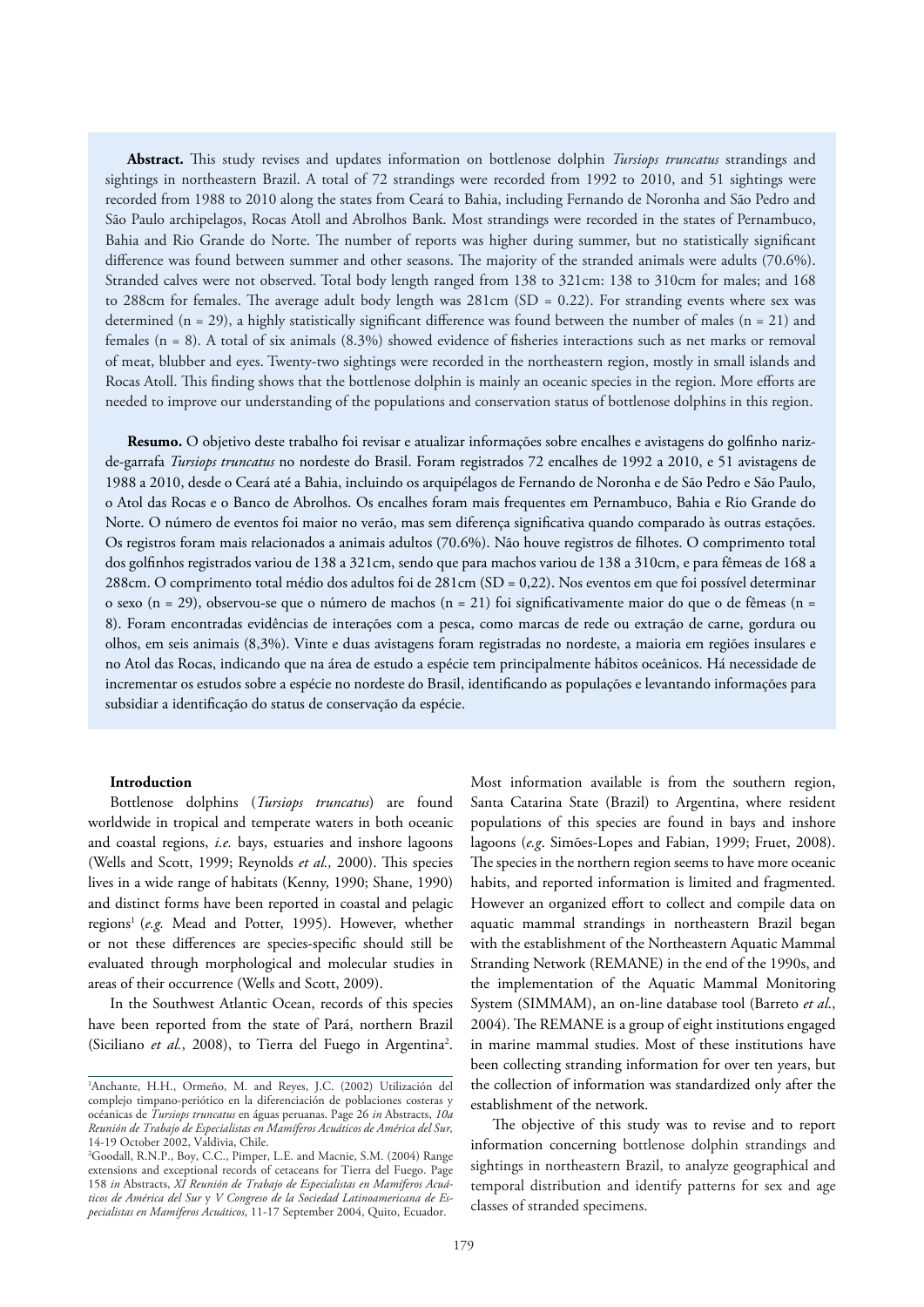**Abstract.** This study revises and updates information on bottlenose dolphin *Tursiops truncatus* strandings and sightings in northeastern Brazil. A total of 72 strandings were recorded from 1992 to 2010, and 51 sightings were recorded from 1988 to 2010 along the states from Ceará to Bahia, including Fernando de Noronha and São Pedro and São Paulo archipelagos, Rocas Atoll and Abrolhos Bank. Most strandings were recorded in the states of Pernambuco, Bahia and Rio Grande do Norte. The number of reports was higher during summer, but no statistically significant difference was found between summer and other seasons. The majority of the stranded animals were adults (70.6%). Stranded calves were not observed. Total body length ranged from 138 to 321cm: 138 to 310cm for males; and 168 to 288cm for females. The average adult body length was 281cm (SD = 0.22). For stranding events where sex was determined (n = 29), a highly statistically significant difference was found between the number of males (n = 21) and females (n = 8). A total of six animals (8.3%) showed evidence of fisheries interactions such as net marks or removal of meat, blubber and eyes. Twenty-two sightings were recorded in the northeastern region, mostly in small islands and Rocas Atoll. This finding shows that the bottlenose dolphin is mainly an oceanic species in the region. More efforts are needed to improve our understanding of the populations and conservation status of bottlenose dolphins in this region.

**Resumo.** O objetivo deste trabalho foi revisar e atualizar informações sobre encalhes e avistagens do golfinho nariz-de-garrafa *Tursiops truncatus* no nordeste do Brasil. Foram registrados 72 encalhes de 1992 a 2010, e 51 avistagens de 1988 a 2010, desde o Ceará até a Bahia, incluindo os arquipélagos de Fernando de Noronha e de São Pedro e São Paulo, o Atol das Rocas e o Banco de Abrolhos. Os encalhes foram mais frequentes em Pernambuco, Bahia e Rio Grande do Norte. O número de eventos foi maior no verão, mas sem diferença significativa quando comparado às outras estações. Os registros foram mais relacionados a animais adultos (70,6%). Não houve registros de filhotes. O comprimento total dos golfinhos registrados variou de 138 a 321cm, sendo que para machos variou de 138 a 310cm, e para fêmeas de 168 a 288cm. O comprimento total médio dos adultos foi de 281cm (SD = 0,22). Nos eventos em que foi possível determinar o sexo (n = 29), observou-se que o número de machos (n = 21) foi significativamente maior do que o de fêmeas (n = 8). Foram encontradas evidências de interações com a pesca, como marcas de rede ou extração de carne, gordura ou olhos, em seis animais (8,3%). Vinte e duas avistagens foram registradas no nordeste, a maioria em regiões insulares e no Atol das Rocas, indicando que na área de estudo a espécie tem principalmente hábitos oceânicos. Há necessidade de incrementar os estudos sobre a espécie no nordeste do Brasil, identificando as populações e levantando informações para subsidiar a identificação do status de conservação da espécie.

## Introduction

Bottlenose dolphins (*Tursiops truncatus*) are found worldwide in tropical and temperate waters in both oceanic and coastal regions, *i.e.* bays, estuaries and inshore lagoons (Wells and Scott, 1999; Reynolds *et al.,* 2000). This species lives in a wide range of habitats (Kenny, 1990; Shane, 1990) and distinct forms have been reported in coastal and pelagic regions[1] (*e.g.* Mead and Potter, 1995). However, whether or not these differences are species-specific should still be evaluated through morphological and molecular studies in areas of their occurrence (Wells and Scott, 2009).

In the Southwest Atlantic Ocean, records of this species have been reported from the state of Pará, northern Brazil (Siciliano *et al.*, 2008), to Tierra del Fuego in Argentina[2]. Most information available is from the southern region, Santa Catarina State (Brazil) to Argentina, where resident populations of this species are found in bays and inshore lagoons (*e.g.* Simões-Lopes and Fabian, 1999; Fruet, 2008). The species in the northern region seems to have more oceanic habits, and reported information is limited and fragmented. However an organized effort to collect and compile data on aquatic mammal strandings in northeastern Brazil began with the establishment of the Northeastern Aquatic Mammal Stranding Network (REMANE) in the end of the 1990s, and the implementation of the Aquatic Mammal Monitoring System (SIMMAM), an on-line database tool (Barreto *et al.*, 2004). The REMANE is a group of eight institutions engaged in marine mammal studies. Most of these institutions have been collecting stranding information for over ten years, but the collection of information was standardized only after the establishment of the network.

The objective of this study was to revise and to report information concerning bottlenose dolphin strandings and sightings in northeastern Brazil, to analyze geographical and temporal distribution and identify patterns for sex and age classes of stranded specimens.

---

[1] Anchante, H.H., Ormeño, M. and Reyes, J.C. (2002) Utilización del complejo timpano-periótico en la diferenciación de poblaciones costeras y oceánicas de *Tursiops truncatus* en águas peruanas. Page 26 *in* Abstracts, *10a Reunión de Trabajo de Especialistas en Mamíferos Acuáticos de América del Sur,* 14-19 October 2002, Valdivia, Chile.

[2] Goodall, R.N.P., Boy, C.C., Pimper, L.E. and Macnie, S.M. (2004) Range extensions and exceptional records of cetaceans for Tierra del Fuego. Page 158 *in* Abstracts, *XI Reunión de Trabajo de Especialistas en Mamíferos Acuáticos de América del Sur y V Congreso de la Sociedad Latinoamericana de Especialistas en Mamíferos Acuáticos*, 11-17 September 2004, Quito, Ecuador.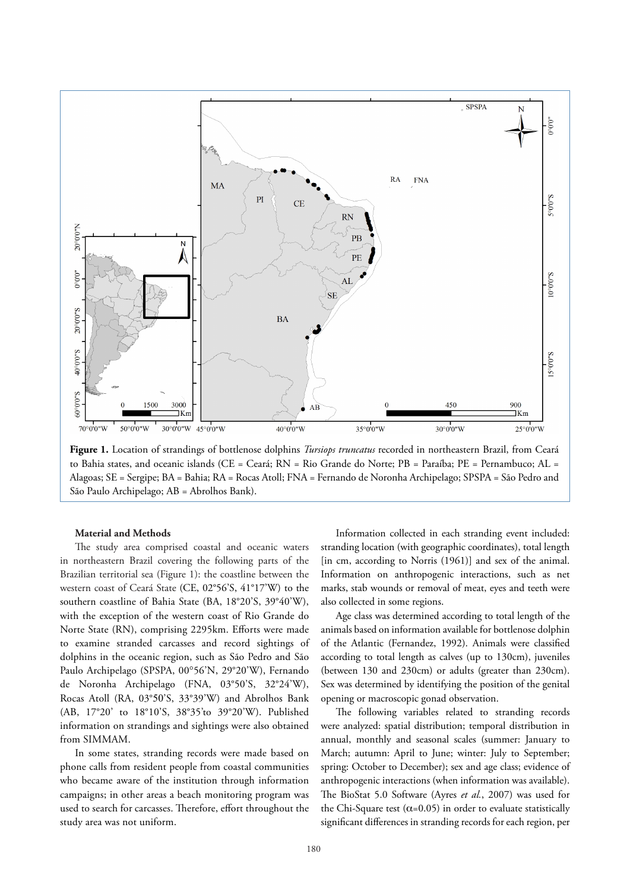**Figure 1.** Location of strandings of bottlenose dolphins *Tursiops truncatus* recorded in northeastern Brazil, from Ceará to Bahia states, and oceanic islands (CE = Ceará; RN = Rio Grande do Norte; PB = Paraíba; PE = Pernambuco; AL = Alagoas; SE = Sergipe; BA = Bahia; RA = Rocas Atoll; FNA = Fernando de Noronha Archipelago; SPSPA = São Pedro and São Paulo Archipelago; AB = Abrolhos Bank).

**Material and Methods**

The study area comprised coastal and oceanic waters in northeastern Brazil covering the following parts of the Brazilian territorial sea (Figure 1): the coastline between the western coast of Ceará State (CE, 02°56'S, 41°17'W) to the southern coastline of Bahia State (BA, 18°20'S, 39°40'W), with the exception of the western coast of Rio Grande do Norte State (RN), comprising 2295km. Efforts were made to examine stranded carcasses and record sightings of dolphins in the oceanic region, such as São Pedro and São Paulo Archipelago (SPSPA, 00°56'N, 29°20'W), Fernando de Noronha Archipelago (FNA, 03°50'S, 32°24'W), Rocas Atoll (RA, 03°50'S, 33°39'W) and Abrolhos Bank (AB, 17°20' to 18°10'S, 38°35'to 39°20'W). Published information on strandings and sightings were also obtained from SIMMAM.

In some states, stranding records were made based on phone calls from resident people from coastal communities who became aware of the institution through information campaigns; in other areas a beach monitoring program was used to search for carcasses. Therefore, effort throughout the study area was not uniform.

Information collected in each stranding event included: stranding location (with geographic coordinates), total length [in cm, according to Norris (1961)] and sex of the animal. Information on anthropogenic interactions, such as net marks, stab wounds or removal of meat, eyes and teeth were also collected in some regions.

Age class was determined according to total length of the animals based on information available for bottlenose dolphin of the Atlantic (Fernandez, 1992). Animals were classified according to total length as calves (up to 130cm), juveniles (between 130 and 230cm) or adults (greater than 230cm). Sex was determined by identifying the position of the genital opening or macroscopic gonad observation.

The following variables related to stranding records were analyzed: spatial distribution; temporal distribution in annual, monthly and seasonal scales (summer: January to March; autumn: April to June; winter: July to September; spring: October to December); sex and age class; evidence of anthropogenic interactions (when information was available). The BioStat 5.0 Software (Ayres *et al.*, 2007) was used for the Chi-Square test ($\alpha$=0.05) in order to evaluate statistically significant differences in stranding records for each region, per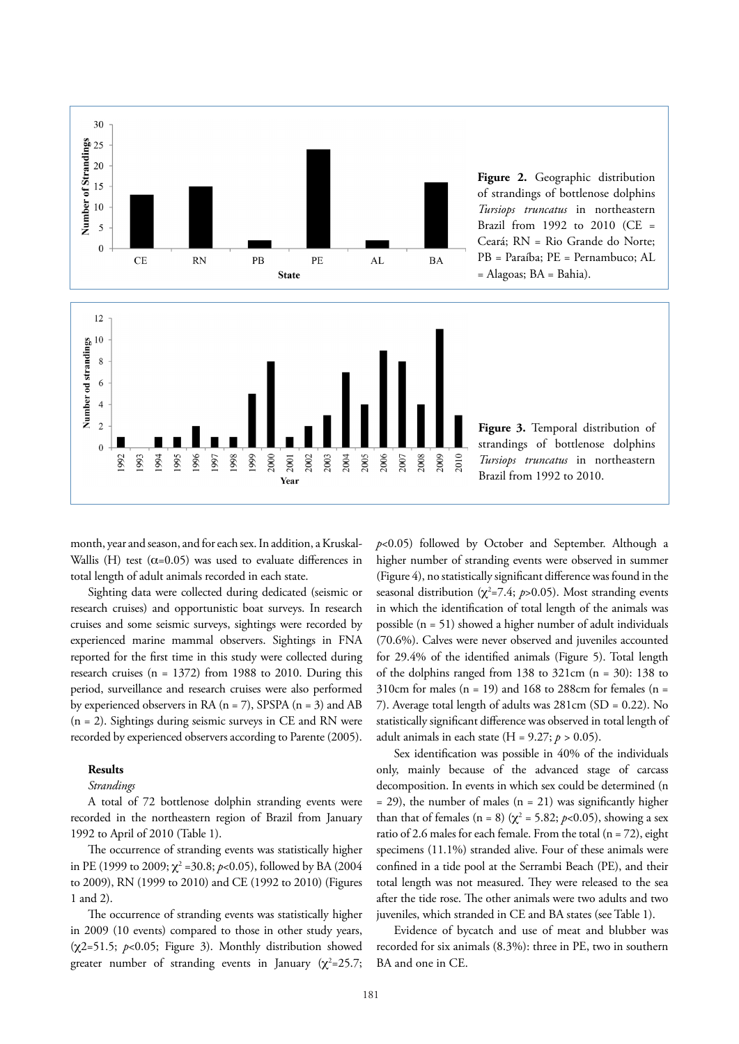Figure 2. Geographic distribution of strandings of bottlenose dolphins *Tursiops truncatus* in northeastern Brazil from 1992 to 2010 (CE = Ceará; RN = Rio Grande do Norte; PB = Paraíba; PE = Pernambuco; AL = Alagoas; BA = Bahia).

Figure 3. Temporal distribution of strandings of bottlenose dolphins *Tursiops truncatus* in northeastern Brazil from 1992 to 2010.

month, year and season, and for each sex. In addition, a Kruskal-Wallis (H) test ($\alpha$=0.05) was used to evaluate differences in total length of adult animals recorded in each state.

Sighting data were collected during dedicated (seismic or research cruises) and opportunistic boat surveys. In research cruises and some seismic surveys, sightings were recorded by experienced marine mammal observers. Sightings in FNA reported for the first time in this study were collected during research cruises (n = 1372) from 1988 to 2010. During this period, surveillance and research cruises were also performed by experienced observers in RA (n = 7), SPSPA (n = 3) and AB (n = 2). Sightings during seismic surveys in CE and RN were recorded by experienced observers according to Parente (2005).

**Results**

*Strandings*

A total of 72 bottlenose dolphin stranding events were recorded in the northeastern region of Brazil from January 1992 to April of 2010 (Table 1).

The occurrence of stranding events was statistically higher in PE (1999 to 2009; $\chi^2$ =30.8; $p$<0.05), followed by BA (2004 to 2009), RN (1999 to 2010) and CE (1992 to 2010) (Figures 1 and 2).

The occurrence of stranding events was statistically higher in 2009 (10 events) compared to those in other study years, ($\chi$2=51.5; $p$<0.05; Figure 3). Monthly distribution showed greater number of stranding events in January ($\chi^2$=25.7; $p$<0.05) followed by October and September. Although a higher number of stranding events were observed in summer (Figure 4), no statistically significant difference was found in the seasonal distribution ($\chi^2$=7.4; $p$>0.05). Most stranding events in which the identification of total length of the animals was possible (n = 51) showed a higher number of adult individuals (70.6%). Calves were never observed and juveniles accounted for 29.4% of the identified animals (Figure 5). Total length of the dolphins ranged from 138 to 321cm (n = 30): 138 to 310cm for males (n = 19) and 168 to 288cm for females (n = 7). Average total length of adults was 281cm (SD = 0.22). No statistically significant difference was observed in total length of adult animals in each state (H = 9.27; $p$ > 0.05).

Sex identification was possible in 40% of the individuals only, mainly because of the advanced stage of carcass decomposition. In events in which sex could be determined (n = 29), the number of males (n = 21) was significantly higher than that of females (n = 8) ($\chi^2$ = 5.82; $p$<0.05), showing a sex ratio of 2.6 males for each female. From the total (n = 72), eight specimens (11.1%) stranded alive. Four of these animals were confined in a tide pool at the Serrambi Beach (PE), and their total length was not measured. They were released to the sea after the tide rose. The other animals were two adults and two juveniles, which stranded in CE and BA states (see Table 1).

Evidence of bycatch and use of meat and blubber was recorded for six animals (8.3%): three in PE, two in southern BA and one in CE.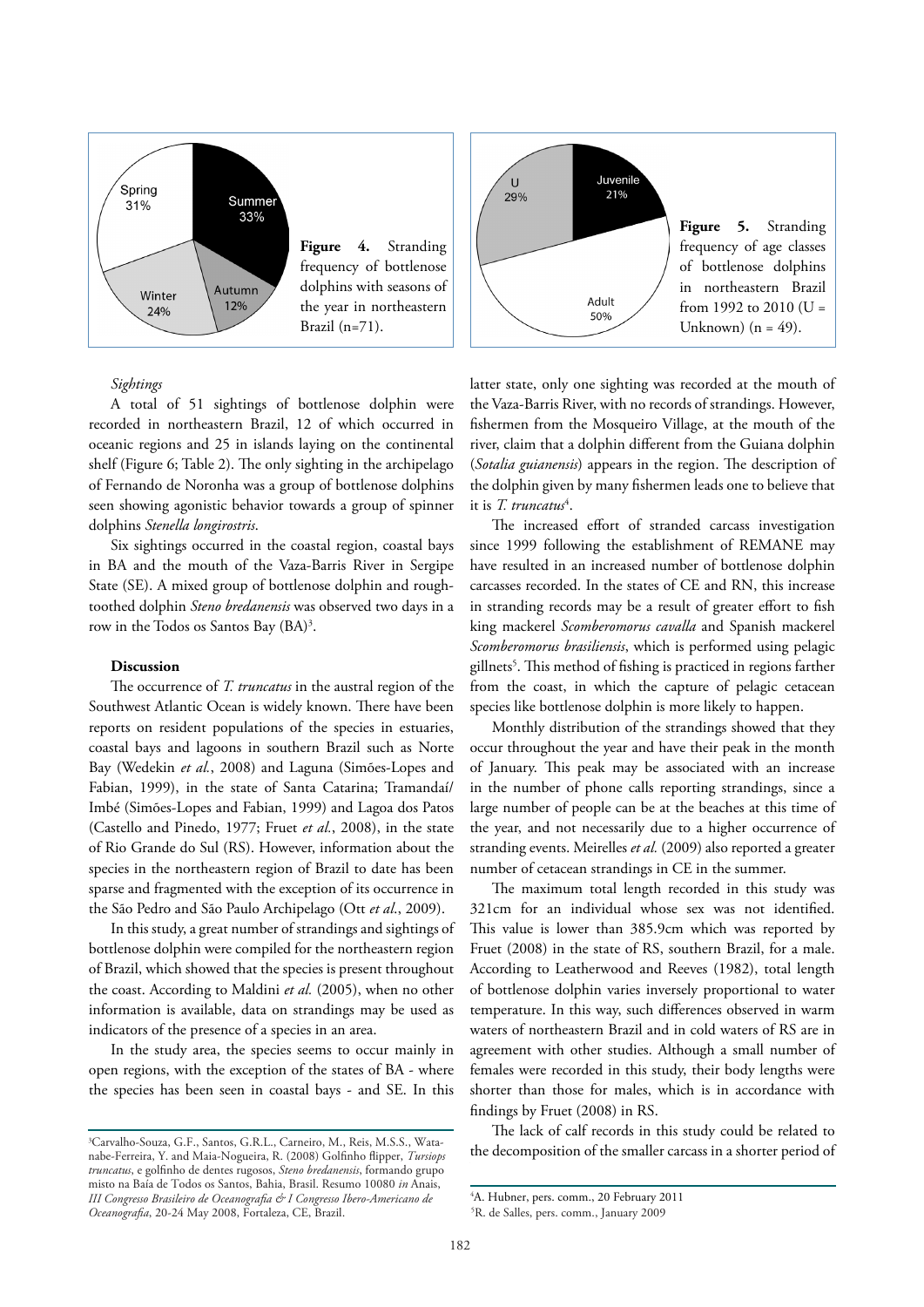Figure 4. Stranding frequency of bottlenose dolphins with seasons of the year in northeastern Brazil (n=71).

Figure 5. Stranding frequency of age classes of bottlenose dolphins in northeastern Brazil from 1992 to 2010 (U = Unknown) (n = 49).

*Sightings*

A total of 51 sightings of bottlenose dolphin were recorded in northeastern Brazil, 12 of which occurred in oceanic regions and 25 in islands laying on the continental shelf (Figure 6; Table 2). The only sighting in the archipelago of Fernando de Noronha was a group of bottlenose dolphins seen showing agonistic behavior towards a group of spinner dolphins *Stenella longirostris*.

Six sightings occurred in the coastal region, coastal bays in BA and the mouth of the Vaza-Barris River in Sergipe State (SE). A mixed group of bottlenose dolphin and rough-toothed dolphin *Steno bredanensis* was observed two days in a row in the Todos os Santos Bay (BA)[3].

**Discussion**

The occurrence of *T. truncatus* in the austral region of the Southwest Atlantic Ocean is widely known. There have been reports on resident populations of the species in estuaries, coastal bays and lagoons in southern Brazil such as Norte Bay (Wedekin *et al.*, 2008) and Laguna (Simões-Lopes and Fabian, 1999), in the state of Santa Catarina; Tramandaí/Imbé (Simões-Lopes and Fabian, 1999) and Lagoa dos Patos (Castello and Pinedo, 1977; Fruet *et al.*, 2008), in the state of Rio Grande do Sul (RS). However, information about the species in the northeastern region of Brazil to date has been sparse and fragmented with the exception of its occurrence in the São Pedro and São Paulo Archipelago (Ott *et al.*, 2009).

In this study, a great number of strandings and sightings of bottlenose dolphin were compiled for the northeastern region of Brazil, which showed that the species is present throughout the coast. According to Maldini *et al.* (2005), when no other information is available, data on strandings may be used as indicators of the presence of a species in an area.

In the study area, the species seems to occur mainly in open regions, with the exception of the states of BA - where the species has been seen in coastal bays - and SE. In this latter state, only one sighting was recorded at the mouth of the Vaza-Barris River, with no records of strandings. However, fishermen from the Mosqueiro Village, at the mouth of the river, claim that a dolphin different from the Guiana dolphin (*Sotalia guianensis*) appears in the region. The description of the dolphin given by many fishermen leads one to believe that it is *T. truncatus*[4].

The increased effort of stranded carcass investigation since 1999 following the establishment of REMANE may have resulted in an increased number of bottlenose dolphin carcasses recorded. In the states of CE and RN, this increase in stranding records may be a result of greater effort to fish king mackerel *Scomberomorus cavalla* and Spanish mackerel *Scomberomorus brasiliensis*, which is performed using pelagic gillnets[5]. This method of fishing is practiced in regions farther from the coast, in which the capture of pelagic cetacean species like bottlenose dolphin is more likely to happen.

Monthly distribution of the strandings showed that they occur throughout the year and have their peak in the month of January. This peak may be associated with an increase in the number of phone calls reporting strandings, since a large number of people can be at the beaches at this time of the year, and not necessarily due to a higher occurrence of stranding events. Meirelles *et al.* (2009) also reported a greater number of cetacean strandings in CE in the summer.

The maximum total length recorded in this study was 321cm for an individual whose sex was not identified. This value is lower than 385.9cm which was reported by Fruet (2008) in the state of RS, southern Brazil, for a male. According to Leatherwood and Reeves (1982), total length of bottlenose dolphin varies inversely proportional to water temperature. In this way, such differences observed in warm waters of northeastern Brazil and in cold waters of RS are in agreement with other studies. Although a small number of females were recorded in this study, their body lengths were shorter than those for males, which is in accordance with findings by Fruet (2008) in RS.

The lack of calf records in this study could be related to the decomposition of the smaller carcass in a shorter period of

---

[3] Carvalho-Souza, G.F., Santos, G.R.L., Carneiro, M., Reis, M.S.S., Watanabe-Ferreira, Y. and Maia-Nogueira, R. (2008) Golfinho flipper, *Tursiops truncatus*, e golfinho de dentes rugosos, *Steno bredanensis*, formando grupo misto na Baía de Todos os Santos, Bahia, Brasil. Resumo 10080 *in* Anais, *III Congresso Brasileiro de Oceanografia & I Congresso Ibero-Americano de Oceanografia*, 20-24 May 2008, Fortaleza, CE, Brazil.

[4] A. Hubner, pers. comm., 20 February 2011

[5] R. de Salles, pers. comm., January 2009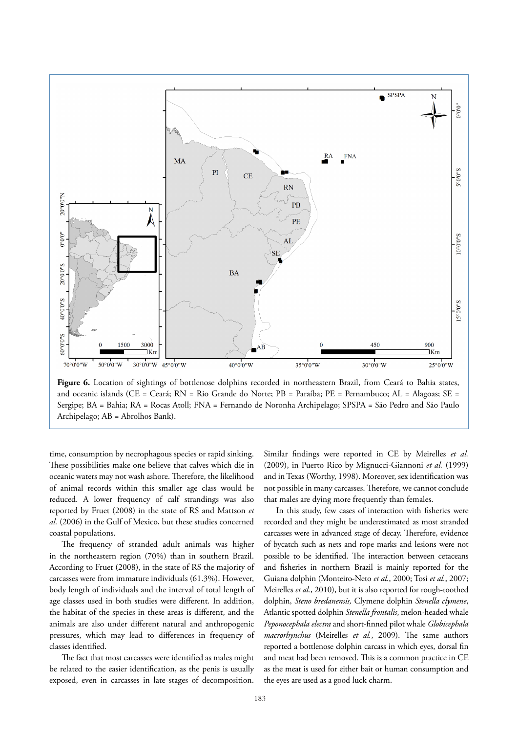**Figure 6.** Location of sightings of bottlenose dolphins recorded in northeastern Brazil, from Ceará to Bahia states, and oceanic islands (CE = Ceará; RN = Rio Grande do Norte; PB = Paraíba; PE = Pernambuco; AL = Alagoas; SE = Sergipe; BA = Bahia; RA = Rocas Atoll; FNA = Fernando de Noronha Archipelago; SPSPA = São Pedro and São Paulo Archipelago; AB = Abrolhos Bank).

time, consumption by necrophagous species or rapid sinking. These possibilities make one believe that calves which die in oceanic waters may not wash ashore. Therefore, the likelihood of animal records within this smaller age class would be reduced. A lower frequency of calf strandings was also reported by Fruet (2008) in the state of RS and Mattson *et al.* (2006) in the Gulf of Mexico, but these studies concerned coastal populations.

The frequency of stranded adult animals was higher in the northeastern region (70%) than in southern Brazil. According to Fruet (2008), in the state of RS the majority of carcasses were from immature individuals (61.3%). However, body length of individuals and the interval of total length of age classes used in both studies were different. In addition, the habitat of the species in these areas is different, and the animals are also under different natural and anthropogenic pressures, which may lead to differences in frequency of classes identified.

The fact that most carcasses were identified as males might be related to the easier identification, as the penis is usually exposed, even in carcasses in late stages of decomposition. Similar findings were reported in CE by Meirelles *et al.* (2009), in Puerto Rico by Mignucci-Giannoni *et al.* (1999) and in Texas (Worthy, 1998). Moreover, sex identification was not possible in many carcasses. Therefore, we cannot conclude that males are dying more frequently than females.

In this study, few cases of interaction with fisheries were recorded and they might be underestimated as most stranded carcasses were in advanced stage of decay. Therefore, evidence of bycatch such as nets and rope marks and lesions were not possible to be identified. The interaction between cetaceans and fisheries in northern Brazil is mainly reported for the Guiana dolphin (Monteiro-Neto *et al.*, 2000; Tosi *et al.*, 2007; Meirelles *et al.*, 2010), but it is also reported for rough-toothed dolphin, *Steno bredanensis,* Clymene dolphin *Stenella clymene*, Atlantic spotted dolphin *Stenella frontalis*, melon-headed whale *Peponocephala electra* and short-finned pilot whale *Globicephala macrorhynchus* (Meirelles *et al.*, 2009). The same authors reported a bottlenose dolphin carcass in which eyes, dorsal fin and meat had been removed. This is a common practice in CE as the meat is used for either bait or human consumption and the eyes are used as a good luck charm.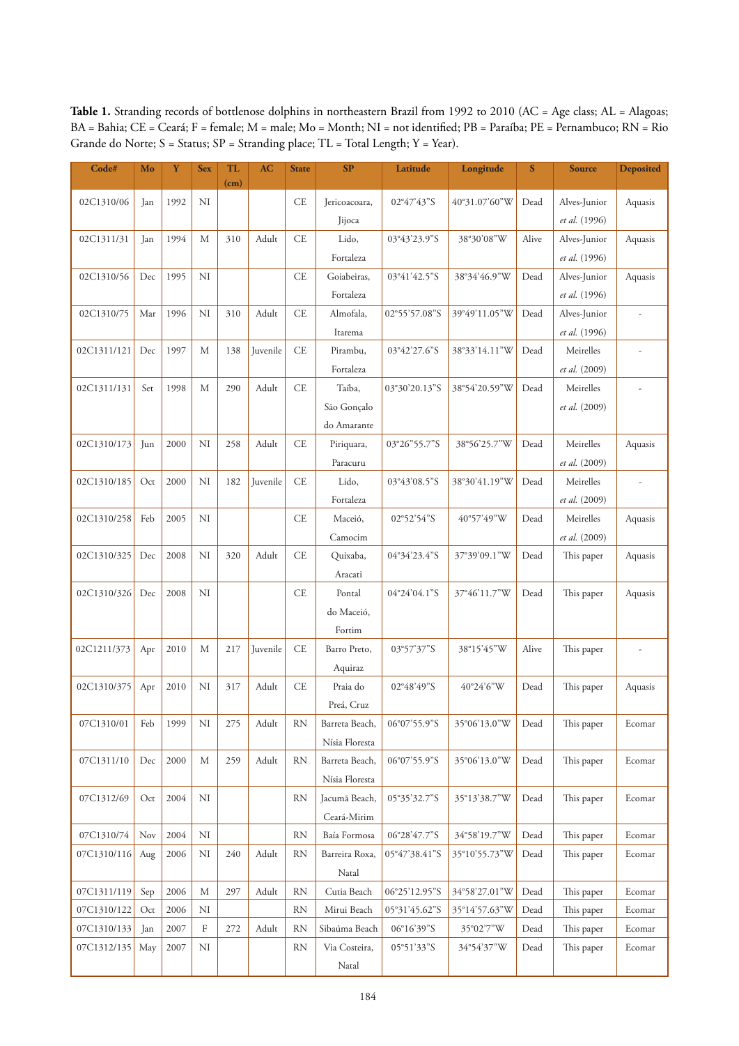**Table 1.** Stranding records of bottlenose dolphins in northeastern Brazil from 1992 to 2010 (AC = Age class; AL = Alagoas; BA = Bahia; CE = Ceará; F = female; M = male; Mo = Month; NI = not identified; PB = Paraíba; PE = Pernambuco; RN = Rio Grande do Norte; S = Status; SP = Stranding place; TL = Total Length; Y = Year).

| Code# | Mo | Y | Sex | TL (cm) | AC | State | SP | Latitude | Longitude | S | Source | Deposited |
|---|---|---|---|---|---|---|---|---|---|---|---|---|
| 02C1310/06 | Jan | 1992 | NI | | | CE | Jericoacoara, Jijoca | 02°47'43"S | 40°31.07'60"W | Dead | Alves-Junior *et al.* (1996) | Aquasis |
| 02C1311/31 | Jan | 1994 | M | 310 | Adult | CE | Lido, Fortaleza | 03°43'23.9"S | 38°30'08"W | Alive | Alves-Junior *et al.* (1996) | Aquasis |
| 02C1310/56 | Dec | 1995 | NI | | | CE | Goiabeiras, Fortaleza | 03°41'42.5"S | 38°34'46.9"W | Dead | Alves-Junior *et al.* (1996) | Aquasis |
| 02C1310/75 | Mar | 1996 | NI | 310 | Adult | CE | Almofala, Itarema | 02°55'57.08"S | 39°49'11.05"W | Dead | Alves-Junior *et al.* (1996) | - |
| 02C1311/121 | Dec | 1997 | M | 138 | Juvenile | CE | Pirambu, Fortaleza | 03°42'27.6"S | 38°33'14.11"W | Dead | Meirelles *et al.* (2009) | - |
| 02C1311/131 | Set | 1998 | M | 290 | Adult | CE | Taíba, São Gonçalo do Amarante | 03°30'20.13"S | 38°54'20.59"W | Dead | Meirelles *et al.* (2009) | - |
| 02C1310/173 | Jun | 2000 | NI | 258 | Adult | CE | Piriquara, Paracuru | 03°26"55.7"S | 38°56'25.7"W | Dead | Meirelles *et al.* (2009) | Aquasis |
| 02C1310/185 | Oct | 2000 | NI | 182 | Juvenile | CE | Lido, Fortaleza | 03°43'08.5"S | 38°30'41.19"W | Dead | Meirelles *et al.* (2009) | - |
| 02C1310/258 | Feb | 2005 | NI | | | CE | Maceió, Camocim | 02°52'54"S | 40°57'49"W | Dead | Meirelles *et al.* (2009) | Aquasis |
| 02C1310/325 | Dec | 2008 | NI | 320 | Adult | CE | Quixaba, Aracati | 04°34'23.4"S | 37°39'09.1"W | Dead | This paper | Aquasis |
| 02C1310/326 | Dec | 2008 | NI | | | CE | Pontal do Maceió, Fortim | 04°24'04.1"S | 37°46'11.7"W | Dead | This paper | Aquasis |
| 02C1211/373 | Apr | 2010 | M | 217 | Juvenile | CE | Barro Preto, Aquiraz | 03°57'37"S | 38°15'45"W | Alive | This paper | - |
| 02C1310/375 | Apr | 2010 | NI | 317 | Adult | CE | Praia do Preá, Cruz | 02°48'49"S | 40°24'6"W | Dead | This paper | Aquasis |
| 07C1310/01 | Feb | 1999 | NI | 275 | Adult | RN | Barreta Beach, Nísia Floresta | 06°07'55.9"S | 35°06'13.0"W | Dead | This paper | Ecomar |
| 07C1311/10 | Dec | 2000 | M | 259 | Adult | RN | Barreta Beach, Nísia Floresta | 06°07'55.9"S | 35°06'13.0"W | Dead | This paper | Ecomar |
| 07C1312/69 | Oct | 2004 | NI | | | RN | Jacumã Beach, Ceará-Mirim | 05°35'32.7"S | 35°13'38.7"W | Dead | This paper | Ecomar |
| 07C1310/74 | Nov | 2004 | NI | | | RN | Baía Formosa | 06°28'47.7"S | 34°58'19.7"W | Dead | This paper | Ecomar |
| 07C1310/116 | Aug | 2006 | NI | 240 | Adult | RN | Barreira Roxa, Natal | 05°47'38.41"S | 35°10'55.73"W | Dead | This paper | Ecomar |
| 07C1311/119 | Sep | 2006 | M | 297 | Adult | RN | Cutia Beach | 06°25'12.95"S | 34°58'27.01"W | Dead | This paper | Ecomar |
| 07C1310/122 | Oct | 2006 | NI | | | RN | Mirui Beach | 05°31'45.62"S | 35°14'57.63"W | Dead | This paper | Ecomar |
| 07C1310/133 | Jan | 2007 | F | 272 | Adult | RN | Sibaúma Beach | 06°16'39"S | 35°02'7"W | Dead | This paper | Ecomar |
| 07C1312/135 | May | 2007 | NI | | | RN | Via Costeira, Natal | 05°51'33"S | 34°54'37"W | Dead | This paper | Ecomar |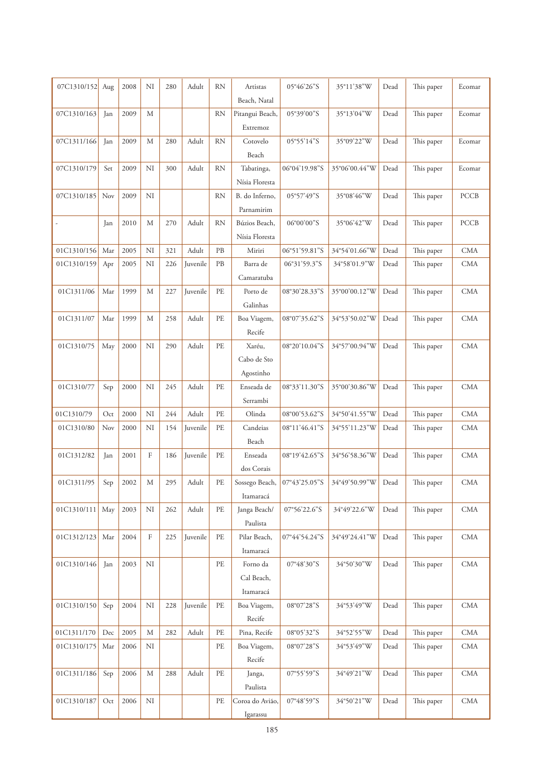| | | | | | | | | | | | | |
|---|---|---|---|---|---|---|---|---|---|---|---|---|
| 07C1310/152 | Aug | 2008 | NI | 280 | Adult | RN | Artistas Beach, Natal | 05°46'26"S | 35°11'38"W | Dead | This paper | Ecomar |
| 07C1310/163 | Jan | 2009 | M | | | RN | Pitangui Beach, Extremoz | 05°39'00"S | 35°13'04"W | Dead | This paper | Ecomar |
| 07C1311/166 | Jan | 2009 | M | 280 | Adult | RN | Cotovelo Beach | 05°55'14"S | 35°09'22"W | Dead | This paper | Ecomar |
| 07C1310/179 | Set | 2009 | NI | 300 | Adult | RN | Tabatinga, Nísia Floresta | 06°04'19.98"S | 35°06'00.44"W | Dead | This paper | Ecomar |
| 07C1310/185 | Nov | 2009 | NI | | | RN | B. do Inferno, Parnamirim | 05°57'49"S | 35°08'46"W | Dead | This paper | PCCB |
| - | Jan | 2010 | M | 270 | Adult | RN | Búzios Beach, Nísia Floresta | 06°00'00"S | 35°06'42"W | Dead | This paper | PCCB |
| 01C1310/156 | Mar | 2005 | NI | 321 | Adult | PB | Miriri | 06°51'59.81"S | 34°54'01.66"W | Dead | This paper | CMA |
| 01C1310/159 | Apr | 2005 | NI | 226 | Juvenile | PB | Barra de Camaratuba | 06°31'59.3"S | 34°58'01.9"W | Dead | This paper | CMA |
| 01C1311/06 | Mar | 1999 | M | 227 | Juvenile | PE | Porto de Galinhas | 08°30'28.33"S | 35°00'00.12"W | Dead | This paper | CMA |
| 01C1311/07 | Mar | 1999 | M | 258 | Adult | PE | Boa Viagem, Recife | 08°07'35.62"S | 34°53'50.02"W | Dead | This paper | CMA |
| 01C1310/75 | May | 2000 | NI | 290 | Adult | PE | Xaréu, Cabo de Sto Agostinho | 08°20'10.04"S | 34°57'00.94"W | Dead | This paper | CMA |
| 01C1310/77 | Sep | 2000 | NI | 245 | Adult | PE | Enseada de Serrambi | 08°33'11.30"S | 35°00'30.86"W | Dead | This paper | CMA |
| 01C1310/79 | Oct | 2000 | NI | 244 | Adult | PE | Olinda | 08°00'53.62"S | 34°50'41.55"W | Dead | This paper | CMA |
| 01C1310/80 | Nov | 2000 | NI | 154 | Juvenile | PE | Candeias Beach | 08°11'46.41"S | 34°55'11.23"W | Dead | This paper | CMA |
| 01C1312/82 | Jan | 2001 | F | 186 | Juvenile | PE | Enseada dos Corais | 08°19'42.65"S | 34°56'58.36"W | Dead | This paper | CMA |
| 01C1311/95 | Sep | 2002 | M | 295 | Adult | PE | Sossego Beach, Itamaracá | 07°43'25.05"S | 34°49'50.99"W | Dead | This paper | CMA |
| 01C1310/111 | May | 2003 | NI | 262 | Adult | PE | Janga Beach/ Paulista | 07°56'22.6"S | 34°49'22.6"W | Dead | This paper | CMA |
| 01C1312/123 | Mar | 2004 | F | 225 | Juvenile | PE | Pilar Beach, Itamaracá | 07°44'54.24"S | 34°49'24.41"W | Dead | This paper | CMA |
| 01C1310/146 | Jan | 2003 | NI | | | PE | Forno da Cal Beach, Itamaracá | 07°48'30"S | 34°50'30"W | Dead | This paper | CMA |
| 01C1310/150 | Sep | 2004 | NI | 228 | Juvenile | PE | Boa Viagem, Recife | 08°07'28"S | 34°53'49"W | Dead | This paper | CMA |
| 01C1311/170 | Dec | 2005 | M | 282 | Adult | PE | Pina, Recife | 08°05'32"S | 34°52'55"W | Dead | This paper | CMA |
| 01C1310/175 | Mar | 2006 | NI | | | PE | Boa Viagem, Recife | 08°07'28"S | 34°53'49"W | Dead | This paper | CMA |
| 01C1311/186 | Sep | 2006 | M | 288 | Adult | PE | Janga, Paulista | 07°55'59"S | 34°49'21"W | Dead | This paper | CMA |
| 01C1310/187 | Oct | 2006 | NI | | | PE | Coroa do Avião, Igarassu | 07°48'59"S | 34°50'21"W | Dead | This paper | CMA |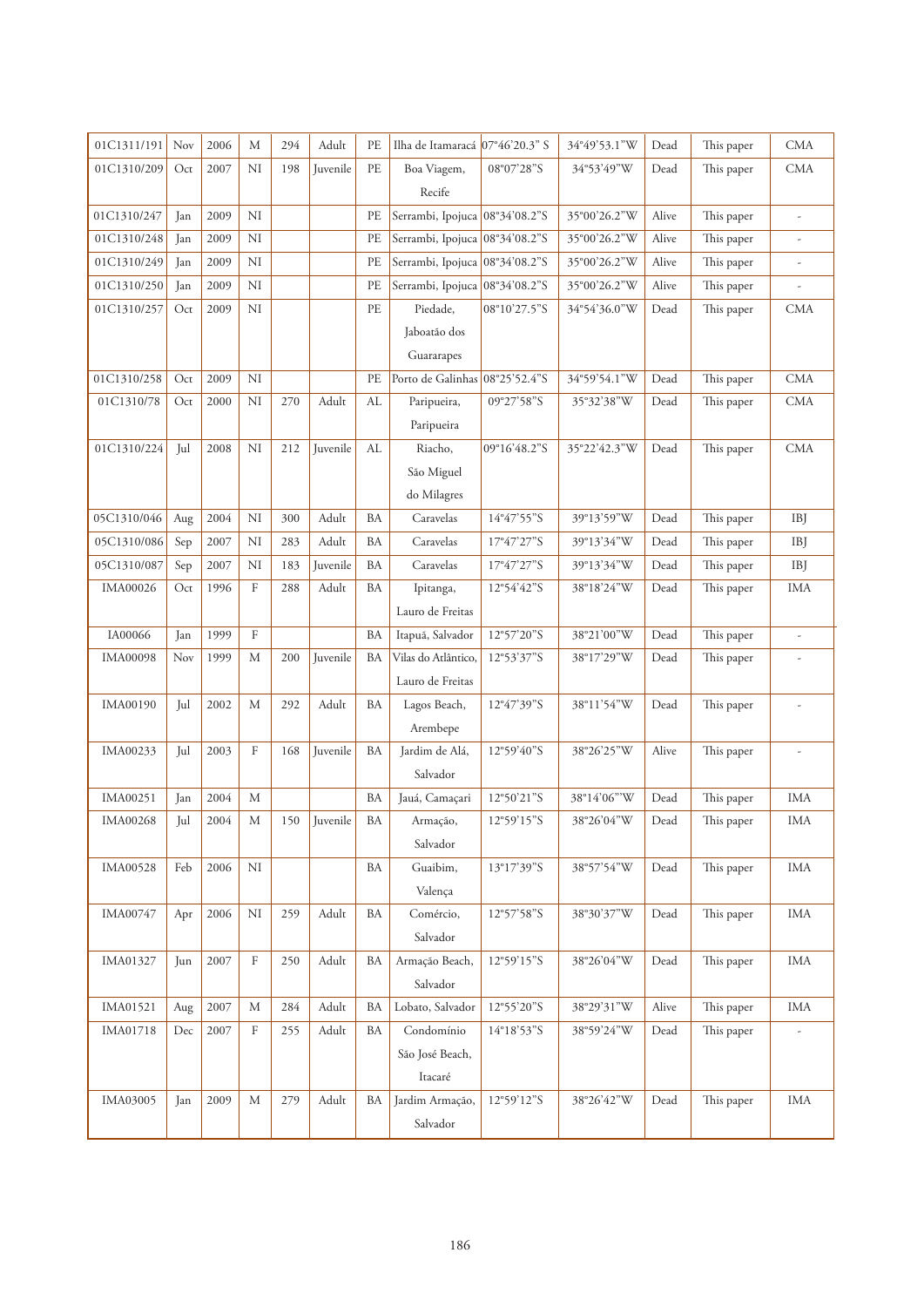| | | | | | | | | | | | | |
|---|---|---|---|---|---|---|---|---|---|---|---|---|
| 01C1311/191 | Nov | 2006 | M | 294 | Adult | PE | Ilha de Itamaracá | 07°46'20.3" S | 34°49'53.1"W | Dead | This paper | CMA |
| 01C1310/209 | Oct | 2007 | NI | 198 | Juvenile | PE | Boa Viagem, Recife | 08°07'28"S | 34°53'49"W | Dead | This paper | CMA |
| 01C1310/247 | Jan | 2009 | NI | | | PE | Serrambi, Ipojuca | 08°34'08.2"S | 35°00'26.2"W | Alive | This paper | - |
| 01C1310/248 | Jan | 2009 | NI | | | PE | Serrambi, Ipojuca | 08°34'08.2"S | 35°00'26.2"W | Alive | This paper | - |
| 01C1310/249 | Jan | 2009 | NI | | | PE | Serrambi, Ipojuca | 08°34'08.2"S | 35°00'26.2"W | Alive | This paper | - |
| 01C1310/250 | Jan | 2009 | NI | | | PE | Serrambi, Ipojuca | 08°34'08.2"S | 35°00'26.2"W | Alive | This paper | - |
| 01C1310/257 | Oct | 2009 | NI | | | PE | Piedade, Jaboatão dos Guararapes | 08°10'27.5"S | 34°54'36.0"W | Dead | This paper | CMA |
| 01C1310/258 | Oct | 2009 | NI | | | PE | Porto de Galinhas | 08°25'52.4"S | 34°59'54.1"W | Dead | This paper | CMA |
| 01C1310/78 | Oct | 2000 | NI | 270 | Adult | AL | Paripueira, Paripueira | 09°27'58"S | 35°32'38"W | Dead | This paper | CMA |
| 01C1310/224 | Jul | 2008 | NI | 212 | Juvenile | AL | Riacho, São Miguel do Milagres | 09°16'48.2"S | 35°22'42.3"W | Dead | This paper | CMA |
| 05C1310/046 | Aug | 2004 | NI | 300 | Adult | BA | Caravelas | 14°47'55"S | 39°13'59"W | Dead | This paper | IBJ |
| 05C1310/086 | Sep | 2007 | NI | 283 | Adult | BA | Caravelas | 17°47'27"S | 39°13'34"W | Dead | This paper | IBJ |
| 05C1310/087 | Sep | 2007 | NI | 183 | Juvenile | BA | Caravelas | 17°47'27"S | 39°13'34"W | Dead | This paper | IBJ |
| IMA00026 | Oct | 1996 | F | 288 | Adult | BA | Ipitanga, Lauro de Freitas | 12°54'42"S | 38°18'24"W | Dead | This paper | IMA |
| IA00066 | Jan | 1999 | F | | | BA | Itapuã, Salvador | 12°57'20"S | 38°21'00"W | Dead | This paper | - |
| IMA00098 | Nov | 1999 | M | 200 | Juvenile | BA | Vilas do Atlântico, Lauro de Freitas | 12°53'37"S | 38°17'29"W | Dead | This paper | - |
| IMA00190 | Jul | 2002 | M | 292 | Adult | BA | Lagos Beach, Arembepe | 12°47'39"S | 38°11'54"W | Dead | This paper | - |
| IMA00233 | Jul | 2003 | F | 168 | Juvenile | BA | Jardim de Alá, Salvador | 12°59'40"S | 38°26'25"W | Alive | This paper | - |
| IMA00251 | Jan | 2004 | M | | | BA | Jauá, Camaçari | 12°50'21"S | 38°14'06"'W | Dead | This paper | IMA |
| IMA00268 | Jul | 2004 | M | 150 | Juvenile | BA | Armação, Salvador | 12°59'15"S | 38°26'04"W | Dead | This paper | IMA |
| IMA00528 | Feb | 2006 | NI | | | BA | Guaibim, Valença | 13°17'39"S | 38°57'54"W | Dead | This paper | IMA |
| IMA00747 | Apr | 2006 | NI | 259 | Adult | BA | Comércio, Salvador | 12°57'58"S | 38°30'37"W | Dead | This paper | IMA |
| IMA01327 | Jun | 2007 | F | 250 | Adult | BA | Armação Beach, Salvador | 12°59'15"S | 38°26'04"W | Dead | This paper | IMA |
| IMA01521 | Aug | 2007 | M | 284 | Adult | BA | Lobato, Salvador | 12°55'20"S | 38°29'31"W | Alive | This paper | IMA |
| IMA01718 | Dec | 2007 | F | 255 | Adult | BA | Condomínio São José Beach, Itacaré | 14°18'53"S | 38°59'24"W | Dead | This paper | - |
| IMA03005 | Jan | 2009 | M | 279 | Adult | BA | Jardim Armação, Salvador | 12°59'12"S | 38°26'42"W | Dead | This paper | IMA |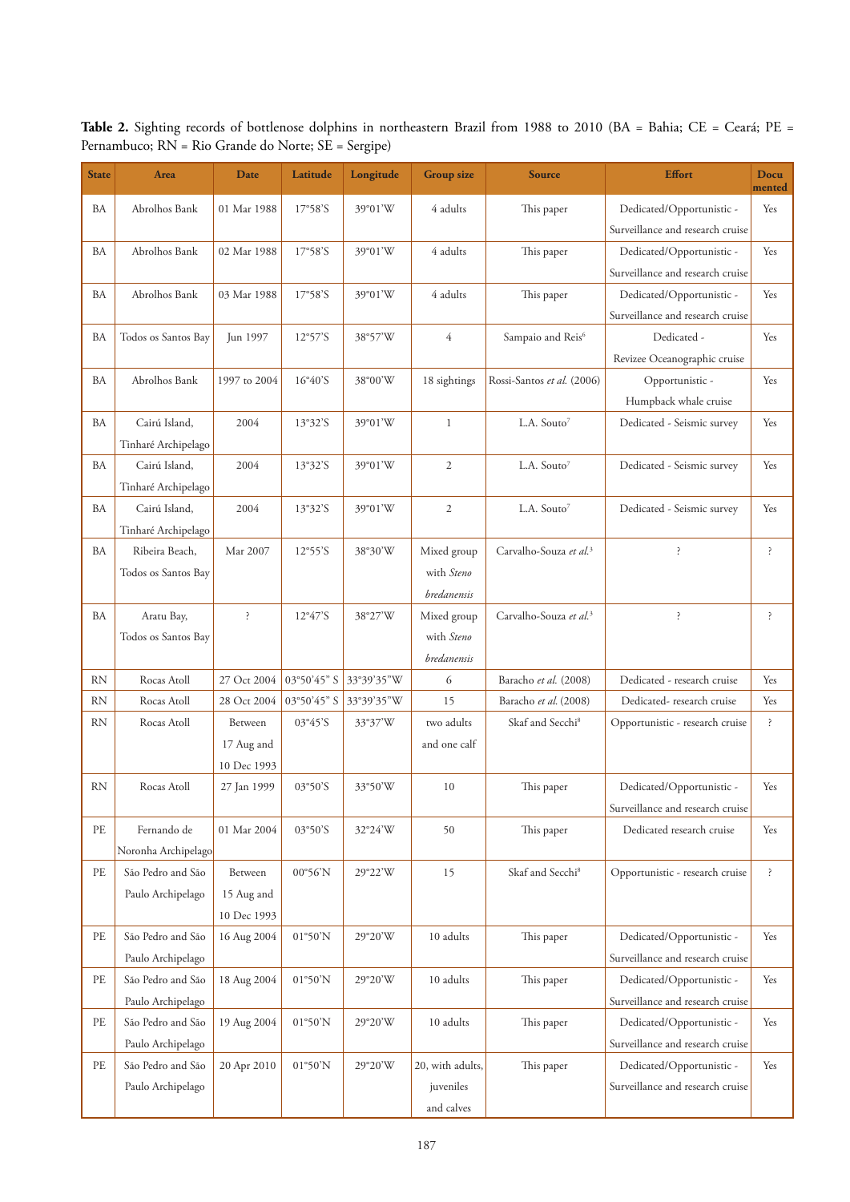**Table 2.** Sighting records of bottlenose dolphins in northeastern Brazil from 1988 to 2010 (BA = Bahia; CE = Ceará; PE = Pernambuco; RN = Rio Grande do Norte; SE = Sergipe)

| State | Area | Date | Latitude | Longitude | Group size | Source | Effort | Documented |
|---|---|---|---|---|---|---|---|---|
| BA | Abrolhos Bank | 01 Mar 1988 | 17°58'S | 39°01'W | 4 adults | This paper | Dedicated/Opportunistic - Surveillance and research cruise | Yes |
| BA | Abrolhos Bank | 02 Mar 1988 | 17°58'S | 39°01'W | 4 adults | This paper | Dedicated/Opportunistic - Surveillance and research cruise | Yes |
| BA | Abrolhos Bank | 03 Mar 1988 | 17°58'S | 39°01'W | 4 adults | This paper | Dedicated/Opportunistic - Surveillance and research cruise | Yes |
| BA | Todos os Santos Bay | Jun 1997 | 12°57'S | 38°57'W | 4 | Sampaio and Reis[6] | Dedicated - Revizee Oceanographic cruise | Yes |
| BA | Abrolhos Bank | 1997 to 2004 | 16°40'S | 38°00'W | 18 sightings | Rossi-Santos *et al.* (2006) | Opportunistic - Humpback whale cruise | Yes |
| BA | Cairú Island, Tinharé Archipelago | 2004 | 13°32'S | 39°01'W | 1 | L.A. Souto[7] | Dedicated - Seismic survey | Yes |
| BA | Cairú Island, Tinharé Archipelago | 2004 | 13°32'S | 39°01'W | 2 | L.A. Souto[7] | Dedicated - Seismic survey | Yes |
| BA | Cairú Island, Tinharé Archipelago | 2004 | 13°32'S | 39°01'W | 2 | L.A. Souto[7] | Dedicated - Seismic survey | Yes |
| BA | Ribeira Beach, Todos os Santos Bay | Mar 2007 | 12°55'S | 38°30'W | Mixed group with *Steno bredanensis* | Carvalho-Souza *et al.*[3] | ? | ? |
| BA | Aratu Bay, Todos os Santos Bay | ? | 12°47'S | 38°27'W | Mixed group with *Steno bredanensis* | Carvalho-Souza *et al.*[3] | ? | ? |
| RN | Rocas Atoll | 27 Oct 2004 | 03°50'45" S | 33°39'35"W | 6 | Baracho *et al.* (2008) | Dedicated - research cruise | Yes |
| RN | Rocas Atoll | 28 Oct 2004 | 03°50'45" S | 33°39'35"W | 15 | Baracho *et al.* (2008) | Dedicated- research cruise | Yes |
| RN | Rocas Atoll | Between 17 Aug and 10 Dec 1993 | 03°45'S | 33°37'W | two adults and one calf | Skaf and Secchi[8] | Opportunistic - research cruise | ? |
| RN | Rocas Atoll | 27 Jan 1999 | 03°50'S | 33°50'W | 10 | This paper | Dedicated/Opportunistic - Surveillance and research cruise | Yes |
| PE | Fernando de Noronha Archipelago | 01 Mar 2004 | 03°50'S | 32°24'W | 50 | This paper | Dedicated research cruise | Yes |
| PE | São Pedro and São Paulo Archipelago | Between 15 Aug and 10 Dec 1993 | 00°56'N | 29°22'W | 15 | Skaf and Secchi[8] | Opportunistic - research cruise | ? |
| PE | São Pedro and São Paulo Archipelago | 16 Aug 2004 | 01°50'N | 29°20'W | 10 adults | This paper | Dedicated/Opportunistic - Surveillance and research cruise | Yes |
| PE | São Pedro and São Paulo Archipelago | 18 Aug 2004 | 01°50'N | 29°20'W | 10 adults | This paper | Dedicated/Opportunistic - Surveillance and research cruise | Yes |
| PE | São Pedro and São Paulo Archipelago | 19 Aug 2004 | 01°50'N | 29°20'W | 10 adults | This paper | Dedicated/Opportunistic - Surveillance and research cruise | Yes |
| PE | São Pedro and São Paulo Archipelago | 20 Apr 2010 | 01°50'N | 29°20'W | 20, with adults, juveniles and calves | This paper | Dedicated/Opportunistic - Surveillance and research cruise | Yes |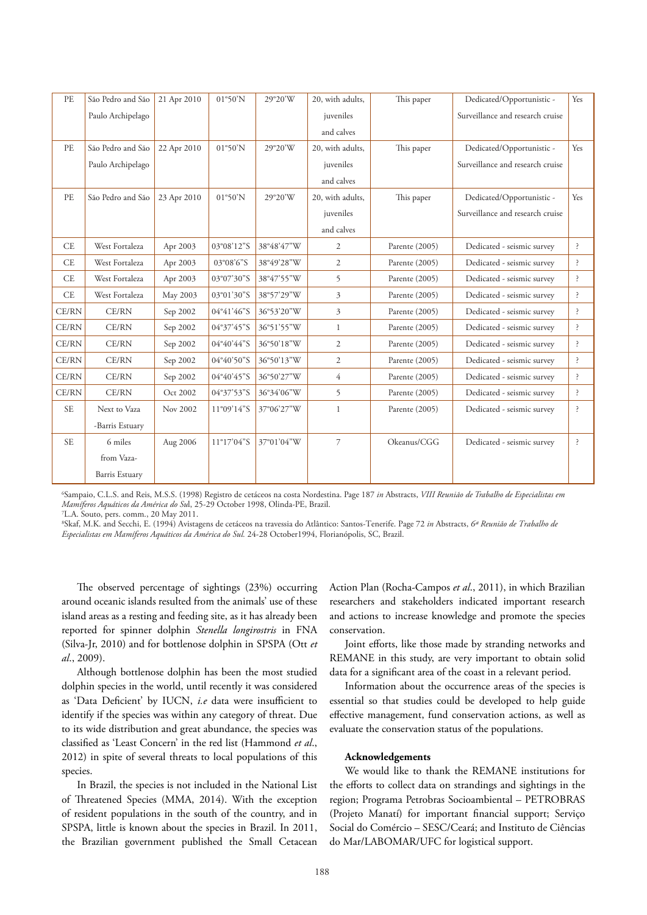| PE | São Pedro and São Paulo Archipelago | 21 Apr 2010 | 01°50'N | 29°20'W | 20, with adults, juveniles and calves | This paper | Dedicated/Opportunistic - Surveillance and research cruise | Yes |
|---|---|---|---|---|---|---|---|---|
| PE | São Pedro and São Paulo Archipelago | 22 Apr 2010 | 01°50'N | 29°20'W | 20, with adults, juveniles and calves | This paper | Dedicated/Opportunistic - Surveillance and research cruise | Yes |
| PE | São Pedro and São | 23 Apr 2010 | 01°50'N | 29°20'W | 20, with adults, juveniles and calves | This paper | Dedicated/Opportunistic - Surveillance and research cruise | Yes |
| CE | West Fortaleza | Apr 2003 | 03°08'12"S | 38°48'47"W | 2 | Parente (2005) | Dedicated - seismic survey | ? |
| CE | West Fortaleza | Apr 2003 | 03°08'6"S | 38°49'28"W | 2 | Parente (2005) | Dedicated - seismic survey | ? |
| CE | West Fortaleza | Apr 2003 | 03°07'30"S | 38°47'55"W | 5 | Parente (2005) | Dedicated - seismic survey | ? |
| CE | West Fortaleza | May 2003 | 03°01'30"S | 38°57'29"W | 3 | Parente (2005) | Dedicated - seismic survey | ? |
| CE/RN | CE/RN | Sep 2002 | 04°41'46"S | 36°53'20"W | 3 | Parente (2005) | Dedicated - seismic survey | ? |
| CE/RN | CE/RN | Sep 2002 | 04°37'45"S | 36°51'55"W | 1 | Parente (2005) | Dedicated - seismic survey | ? |
| CE/RN | CE/RN | Sep 2002 | 04°40'44"S | 36°50'18"W | 2 | Parente (2005) | Dedicated - seismic survey | ? |
| CE/RN | CE/RN | Sep 2002 | 04°40'50"S | 36°50'13"W | 2 | Parente (2005) | Dedicated - seismic survey | ? |
| CE/RN | CE/RN | Sep 2002 | 04°40'45"S | 36°50'27"W | 4 | Parente (2005) | Dedicated - seismic survey | ? |
| CE/RN | CE/RN | Oct 2002 | 04°37'53"S | 36°34'06"W | 5 | Parente (2005) | Dedicated - seismic survey | ? |
| SE | Next to Vaza -Barris Estuary | Nov 2002 | 11°09'14"S | 37°06'27"W | 1 | Parente (2005) | Dedicated - seismic survey | ? |
| SE | 6 miles from Vaza-Barris Estuary | Aug 2006 | 11°17'04"S | 37°01'04"W | 7 | Okeanus/CGG | Dedicated - seismic survey | ? |

[6]Sampaio, C.L.S. and Reis, M.S.S. (1998) Registro de cetáceos na costa Nordestina. Page 187 *in* Abstracts, *VIII Reunião de Trabalho de Especialistas em Mamíferos Aquáticos da América do Su*l, 25-29 October 1998, Olinda-PE, Brazil.
[7]L.A. Souto, pers. comm., 20 May 2011.
[8]Skaf, M.K. and Secchi, E. (1994) Avistagens de cetáceos na travessia do Atlântico: Santos-Tenerife. Page 72 *in* Abstracts, *6ª Reunião de Trabalho de Especialistas em Mamíferos Aquáticos da América do Sul.* 24-28 October1994, Florianópolis, SC, Brazil.

The observed percentage of sightings (23%) occurring around oceanic islands resulted from the animals' use of these island areas as a resting and feeding site, as it has already been reported for spinner dolphin *Stenella longirostris* in FNA (Silva-Jr, 2010) and for bottlenose dolphin in SPSPA (Ott *et al*., 2009).

Although bottlenose dolphin has been the most studied dolphin species in the world, until recently it was considered as 'Data Deficient' by IUCN, *i.e* data were insufficient to identify if the species was within any category of threat. Due to its wide distribution and great abundance, the species was classified as 'Least Concern' in the red list (Hammond *et al*., 2012) in spite of several threats to local populations of this species.

In Brazil, the species is not included in the National List of Threatened Species (MMA, 2014). With the exception of resident populations in the south of the country, and in SPSPA, little is known about the species in Brazil. In 2011, the Brazilian government published the Small Cetacean Action Plan (Rocha-Campos *et al*., 2011), in which Brazilian researchers and stakeholders indicated important research and actions to increase knowledge and promote the species conservation.

Joint efforts, like those made by stranding networks and REMANE in this study, are very important to obtain solid data for a significant area of the coast in a relevant period.

Information about the occurrence areas of the species is essential so that studies could be developed to help guide effective management, fund conservation actions, as well as evaluate the conservation status of the populations.

**Acknowledgements**

We would like to thank the REMANE institutions for the efforts to collect data on strandings and sightings in the region; Programa Petrobras Socioambiental – PETROBRAS (Projeto Manatí) for important financial support; Serviço Social do Comércio – SESC/Ceará; and Instituto de Ciências do Mar/LABOMAR/UFC for logistical support.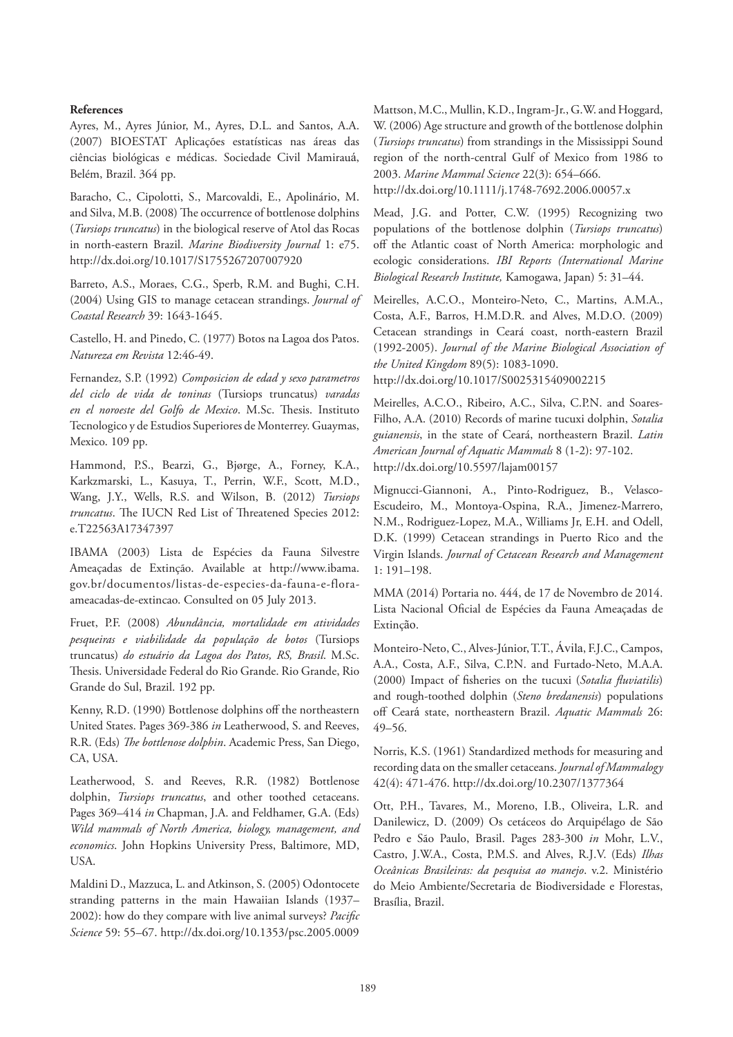**References**

Ayres, M., Ayres Júnior, M., Ayres, D.L. and Santos, A.A. (2007) BIOESTAT Aplicações estatísticas nas áreas das ciências biológicas e médicas. Sociedade Civil Mamirauá, Belém, Brazil. 364 pp.

Baracho, C., Cipolotti, S., Marcovaldi, E., Apolinário, M. and Silva, M.B. (2008) The occurrence of bottlenose dolphins (*Tursiops truncatus*) in the biological reserve of Atol das Rocas in north-eastern Brazil. *Marine Biodiversity Journal* 1: e75. http://dx.doi.org/10.1017/S1755267207007920

Barreto, A.S., Moraes, C.G., Sperb, R.M. and Bughi, C.H. (2004) Using GIS to manage cetacean strandings. *Journal of Coastal Research* 39: 1643-1645.

Castello, H. and Pinedo, C. (1977) Botos na Lagoa dos Patos. *Natureza em Revista* 12:46-49.

Fernandez, S.P. (1992) *Composicion de edad y sexo parametros del ciclo de vida de toninas* (Tursiops truncatus) *varadas en el noroeste del Golfo de Mexico*. M.Sc. Thesis. Instituto Tecnologico y de Estudios Superiores de Monterrey. Guaymas, Mexico. 109 pp.

Hammond, P.S., Bearzi, G., Bjørge, A., Forney, K.A., Karkzmarski, L., Kasuya, T., Perrin, W.F., Scott, M.D., Wang, J.Y., Wells, R.S. and Wilson, B. (2012) *Tursiops truncatus*. The IUCN Red List of Threatened Species 2012: e.T22563A17347397

IBAMA (2003) Lista de Espécies da Fauna Silvestre Ameaçadas de Extinção. Available at http://www.ibama.gov.br/documentos/listas-de-especies-da-fauna-e-flora-ameacadas-de-extincao. Consulted on 05 July 2013.

Fruet, P.F. (2008) *Abundância, mortalidade em atividades pesqueiras e viabilidade da população de botos* (Tursiops truncatus) *do estuário da Lagoa dos Patos, RS, Brasil*. M.Sc. Thesis. Universidade Federal do Rio Grande. Rio Grande, Rio Grande do Sul, Brazil. 192 pp.

Kenny, R.D. (1990) Bottlenose dolphins off the northeastern United States. Pages 369-386 *in* Leatherwood, S. and Reeves, R.R. (Eds) *The bottlenose dolphin*. Academic Press, San Diego, CA, USA.

Leatherwood, S. and Reeves, R.R. (1982) Bottlenose dolphin, *Tursiops truncatus*, and other toothed cetaceans. Pages 369–414 *in* Chapman, J.A. and Feldhamer, G.A. (Eds) *Wild mammals of North America, biology, management, and economics*. John Hopkins University Press, Baltimore, MD, USA.

Maldini D., Mazzuca, L. and Atkinson, S. (2005) Odontocete stranding patterns in the main Hawaiian Islands (1937–2002): how do they compare with live animal surveys? *Pacific Science* 59: 55–67. http://dx.doi.org/10.1353/psc.2005.0009

Mattson, M.C., Mullin, K.D., Ingram-Jr., G.W. and Hoggard, W. (2006) Age structure and growth of the bottlenose dolphin (*Tursiops truncatus*) from strandings in the Mississippi Sound region of the north-central Gulf of Mexico from 1986 to 2003. *Marine Mammal Science* 22(3): 654–666. http://dx.doi.org/10.1111/j.1748-7692.2006.00057.x

Mead, J.G. and Potter, C.W. (1995) Recognizing two populations of the bottlenose dolphin (*Tursiops truncatus*) off the Atlantic coast of North America: morphologic and ecologic considerations. *IBI Reports (International Marine Biological Research Institute,* Kamogawa, Japan) 5: 31–44.

Meirelles, A.C.O., Monteiro-Neto, C., Martins, A.M.A., Costa, A.F., Barros, H.M.D.R. and Alves, M.D.O. (2009) Cetacean strandings in Ceará coast, north-eastern Brazil (1992-2005). *Journal of the Marine Biological Association of the United Kingdom* 89(5): 1083-1090. http://dx.doi.org/10.1017/S0025315409002215

Meirelles, A.C.O., Ribeiro, A.C., Silva, C.P.N. and Soares-Filho, A.A. (2010) Records of marine tucuxi dolphin, *Sotalia guianensis*, in the state of Ceará, northeastern Brazil. *Latin American Journal of Aquatic Mammals* 8 (1-2): 97-102. http://dx.doi.org/10.5597/lajam00157

Mignucci-Giannoni, A., Pinto-Rodriguez, B., Velasco-Escudeiro, M., Montoya-Ospina, R.A., Jimenez-Marrero, N.M., Rodriguez-Lopez, M.A., Williams Jr, E.H. and Odell, D.K. (1999) Cetacean strandings in Puerto Rico and the Virgin Islands. *Journal of Cetacean Research and Management* 1: 191–198.

MMA (2014) Portaria no. 444, de 17 de Novembro de 2014. Lista Nacional Oficial de Espécies da Fauna Ameaçadas de Extinção.

Monteiro-Neto, C., Alves-Júnior, T.T., Ávila, F.J.C., Campos, A.A., Costa, A.F., Silva, C.P.N. and Furtado-Neto, M.A.A. (2000) Impact of fisheries on the tucuxi (*Sotalia fluviatilis*) and rough-toothed dolphin (*Steno bredanensis*) populations off Ceará state, northeastern Brazil. *Aquatic Mammals* 26: 49–56.

Norris, K.S. (1961) Standardized methods for measuring and recording data on the smaller cetaceans. *Journal of Mammalogy* 42(4): 471-476. http://dx.doi.org/10.2307/1377364

Ott, P.H., Tavares, M., Moreno, I.B., Oliveira, L.R. and Danilewicz, D. (2009) Os cetáceos do Arquipélago de São Pedro e São Paulo, Brasil. Pages 283-300 *in* Mohr, L.V., Castro, J.W.A., Costa, P.M.S. and Alves, R.J.V. (Eds) *Ilhas Oceânicas Brasileiras: da pesquisa ao manejo*. v.2. Ministério do Meio Ambiente/Secretaria de Biodiversidade e Florestas, Brasília, Brazil.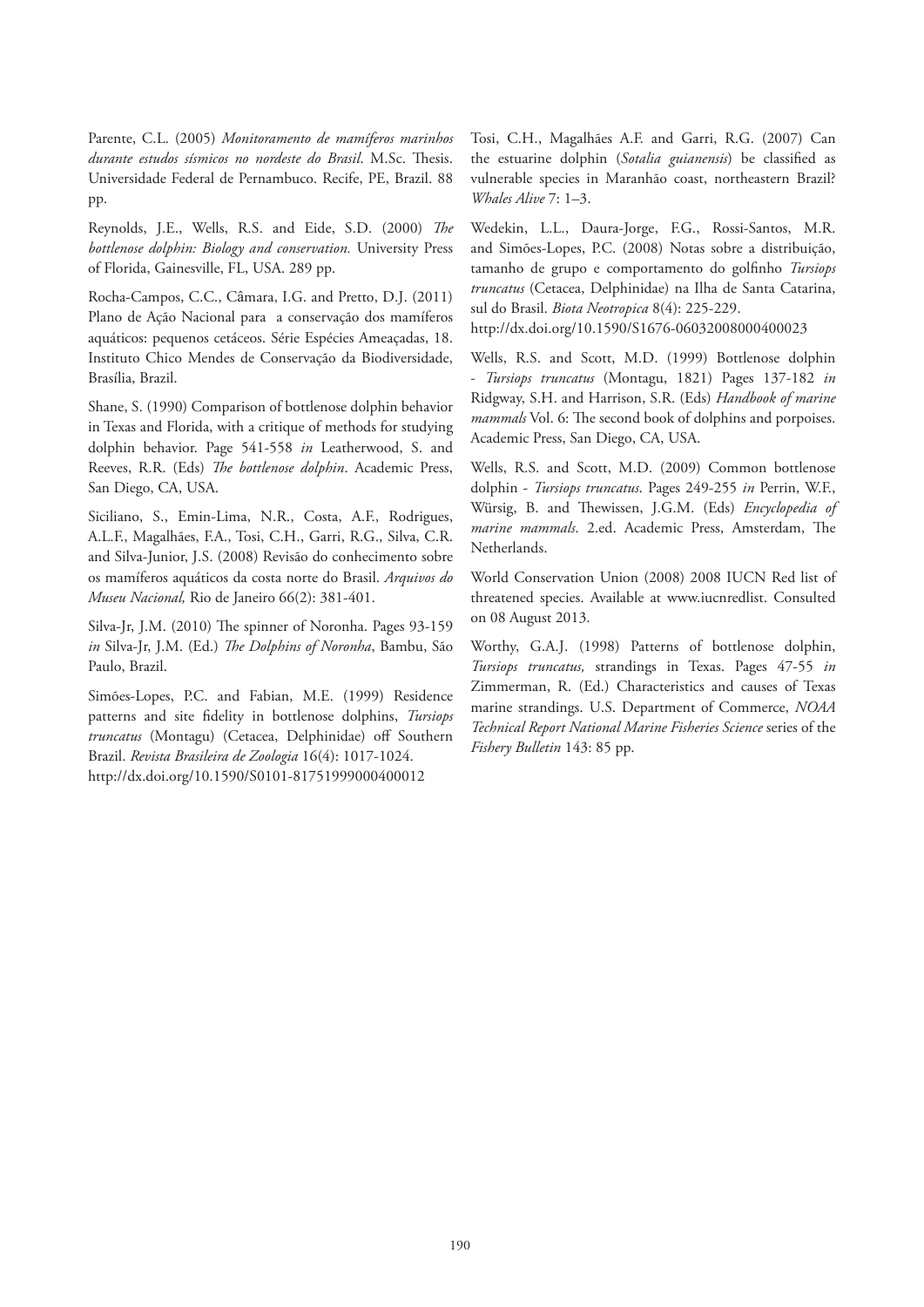Parente, C.L. (2005) *Monitoramento de mamíferos marinhos durante estudos sísmicos no nordeste do Brasil*. M.Sc. Thesis. Universidade Federal de Pernambuco. Recife, PE, Brazil. 88 pp.

Reynolds, J.E., Wells, R.S. and Eide, S.D. (2000) *The bottlenose dolphin: Biology and conservation.* University Press of Florida, Gainesville, FL, USA. 289 pp.

Rocha-Campos, C.C., Câmara, I.G. and Pretto, D.J. (2011) Plano de Ação Nacional para a conservação dos mamíferos aquáticos: pequenos cetáceos. Série Espécies Ameaçadas, 18. Instituto Chico Mendes de Conservação da Biodiversidade, Brasília, Brazil.

Shane, S. (1990) Comparison of bottlenose dolphin behavior in Texas and Florida, with a critique of methods for studying dolphin behavior. Page 541-558 *in* Leatherwood, S. and Reeves, R.R. (Eds) *The bottlenose dolphin*. Academic Press, San Diego, CA, USA.

Siciliano, S., Emin-Lima, N.R., Costa, A.F., Rodrigues, A.L.F., Magalhães, F.A., Tosi, C.H., Garri, R.G., Silva, C.R. and Silva-Junior, J.S. (2008) Revisão do conhecimento sobre os mamíferos aquáticos da costa norte do Brasil. *Arquivos do Museu Nacional,* Rio de Janeiro 66(2): 381-401.

Silva-Jr, J.M. (2010) The spinner of Noronha. Pages 93-159 *in* Silva-Jr, J.M. (Ed.) *The Dolphins of Noronha*, Bambu, São Paulo, Brazil.

Simões-Lopes, P.C. and Fabian, M.E. (1999) Residence patterns and site fidelity in bottlenose dolphins, *Tursiops truncatus* (Montagu) (Cetacea, Delphinidae) off Southern Brazil. *Revista Brasileira de Zoologia* 16(4): 1017-1024. http://dx.doi.org/10.1590/S0101-81751999000400012

Tosi, C.H., Magalhães A.F. and Garri, R.G. (2007) Can the estuarine dolphin (*Sotalia guianensis*) be classified as vulnerable species in Maranhão coast, northeastern Brazil? *Whales Alive* 7: 1–3.

Wedekin, L.L., Daura-Jorge, F.G., Rossi-Santos, M.R. and Simões-Lopes, P.C. (2008) Notas sobre a distribuição, tamanho de grupo e comportamento do golfinho *Tursiops truncatus* (Cetacea, Delphinidae) na Ilha de Santa Catarina, sul do Brasil. *Biota Neotropica* 8(4): 225-229. http://dx.doi.org/10.1590/S1676-06032008000400023

Wells, R.S. and Scott, M.D. (1999) Bottlenose dolphin - *Tursiops truncatus* (Montagu, 1821) Pages 137-182 *in* Ridgway, S.H. and Harrison, S.R. (Eds) *Handbook of marine mammals* Vol. 6: The second book of dolphins and porpoises. Academic Press, San Diego, CA, USA.

Wells, R.S. and Scott, M.D. (2009) Common bottlenose dolphin - *Tursiops truncatus*. Pages 249-255 *in* Perrin, W.F., Würsig, B. and Thewissen, J.G.M. (Eds) *Encyclopedia of marine mammals*. 2.ed. Academic Press, Amsterdam, The Netherlands.

World Conservation Union (2008) 2008 IUCN Red list of threatened species. Available at www.iucnredlist. Consulted on 08 August 2013.

Worthy, G.A.J. (1998) Patterns of bottlenose dolphin, *Tursiops truncatus,* strandings in Texas. Pages 47-55 *in* Zimmerman, R. (Ed.) Characteristics and causes of Texas marine strandings. U.S. Department of Commerce, *NOAA Technical Report National Marine Fisheries Science* series of the *Fishery Bulletin* 143: 85 pp.